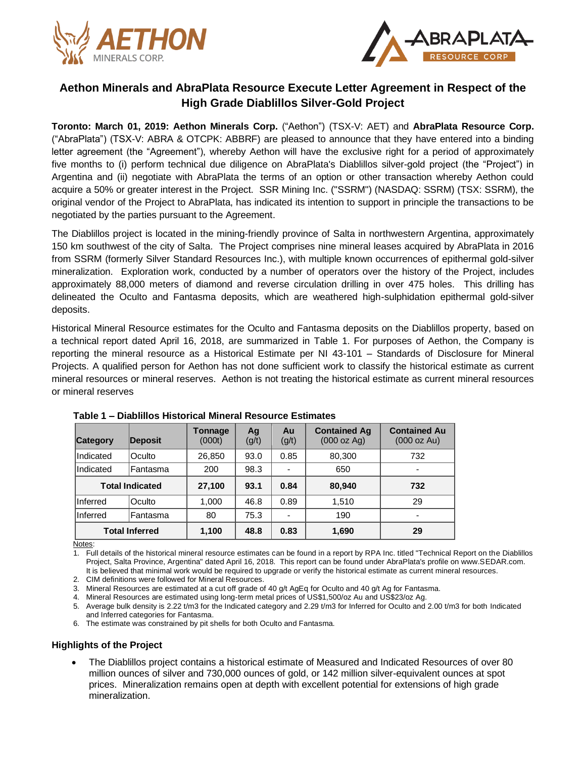# Aethon Minerals and AbraPlata Resource Execute Letter Agreement in Respect of the High Grade Diablillos Silver-Gold Project

**Toronto: March 01, 2019: Aethon Minerals Corp.** ("Aethon") (TSX-V: AET) and **AbraPlata Resource Corp.** ("AbraPlata") (TSX-V: ABRA & OTCPK: ABBRF) are pleased to announce that they have entered into a binding letter agreement (the "Agreement"), whereby Aethon will have the exclusive right for a period of approximately five months to (i) perform technical due diligence on AbraPlata's Diablillos silver-gold project (the "Project") in Argentina and (ii) negotiate with AbraPlata the terms of an option or other transaction whereby Aethon could acquire a 50% or greater interest in the Project. SSR Mining Inc. ("SSRM") (NASDAQ: SSRM) (TSX: SSRM), the original vendor of the Project to AbraPlata, has indicated its intention to support in principle the transactions to be negotiated by the parties pursuant to the Agreement.

The Diablillos project is located in the mining-friendly province of Salta in northwestern Argentina, approximately 150 km southwest of the city of Salta. The Project comprises nine mineral leases acquired by AbraPlata in 2016 from SSRM (formerly Silver Standard Resources Inc.), with multiple known occurrences of epithermal gold-silver mineralization. Exploration work, conducted by a number of operators over the history of the Project, includes approximately 88,000 meters of diamond and reverse circulation drilling in over 475 holes. This drilling has delineated the Oculto and Fantasma deposits, which are weathered high-sulphidation epithermal gold-silver deposits.

Historical Mineral Resource estimates for the Oculto and Fantasma deposits on the Diablillos property, based on a technical report dated April 16, 2018, are summarized in Table 1. For purposes of Aethon, the Company is reporting the mineral resource as a Historical Estimate per NI 43-101 – Standards of Disclosure for Mineral Projects. A qualified person for Aethon has not done sufficient work to classify the historical estimate as current mineral resources or mineral reserves. Aethon is not treating the historical estimate as current mineral resources or mineral reserves

**Table 1 – Diablillos Historical Mineral Resource Estimates**

| Category | Deposit | Tonnage (000t) | Ag (g/t) | Au (g/t) | Contained Ag (000 oz Ag) | Contained Au (000 oz Au) |
|---|---|---|---|---|---|---|
| Indicated | Oculto | 26,850 | 93.0 | 0.85 | 80,300 | 732 |
| Indicated | Fantasma | 200 | 98.3 | - | 650 | - |
| **Total Indicated** | | **27,100** | **93.1** | **0.84** | **80,940** | **732** |
| Inferred | Oculto | 1,000 | 46.8 | 0.89 | 1,510 | 29 |
| Inferred | Fantasma | 80 | 75.3 | - | 190 | - |
| **Total Inferred** | | **1,100** | **48.8** | **0.83** | **1,690** | **29** |

Notes:

1. Full details of the historical mineral resource estimates can be found in a report by RPA Inc. titled "Technical Report on the Diablillos Project, Salta Province, Argentina" dated April 16, 2018. This report can be found under AbraPlata's profile on www.SEDAR.com. It is believed that minimal work would be required to upgrade or verify the historical estimate as current mineral resources.
2. CIM definitions were followed for Mineral Resources.
3. Mineral Resources are estimated at a cut off grade of 40 g/t AgEq for Oculto and 40 g/t Ag for Fantasma.
4. Mineral Resources are estimated using long-term metal prices of US$1,500/oz Au and US$23/oz Ag.
5. Average bulk density is 2.22 t/m3 for the Indicated category and 2.29 t/m3 for Inferred for Oculto and 2.00 t/m3 for both Indicated and Inferred categories for Fantasma.
6. The estimate was constrained by pit shells for both Oculto and Fantasma.

### Highlights of the Project

- The Diablillos project contains a historical estimate of Measured and Indicated Resources of over 80 million ounces of silver and 730,000 ounces of gold, or 142 million silver-equivalent ounces at spot prices. Mineralization remains open at depth with excellent potential for extensions of high grade mineralization.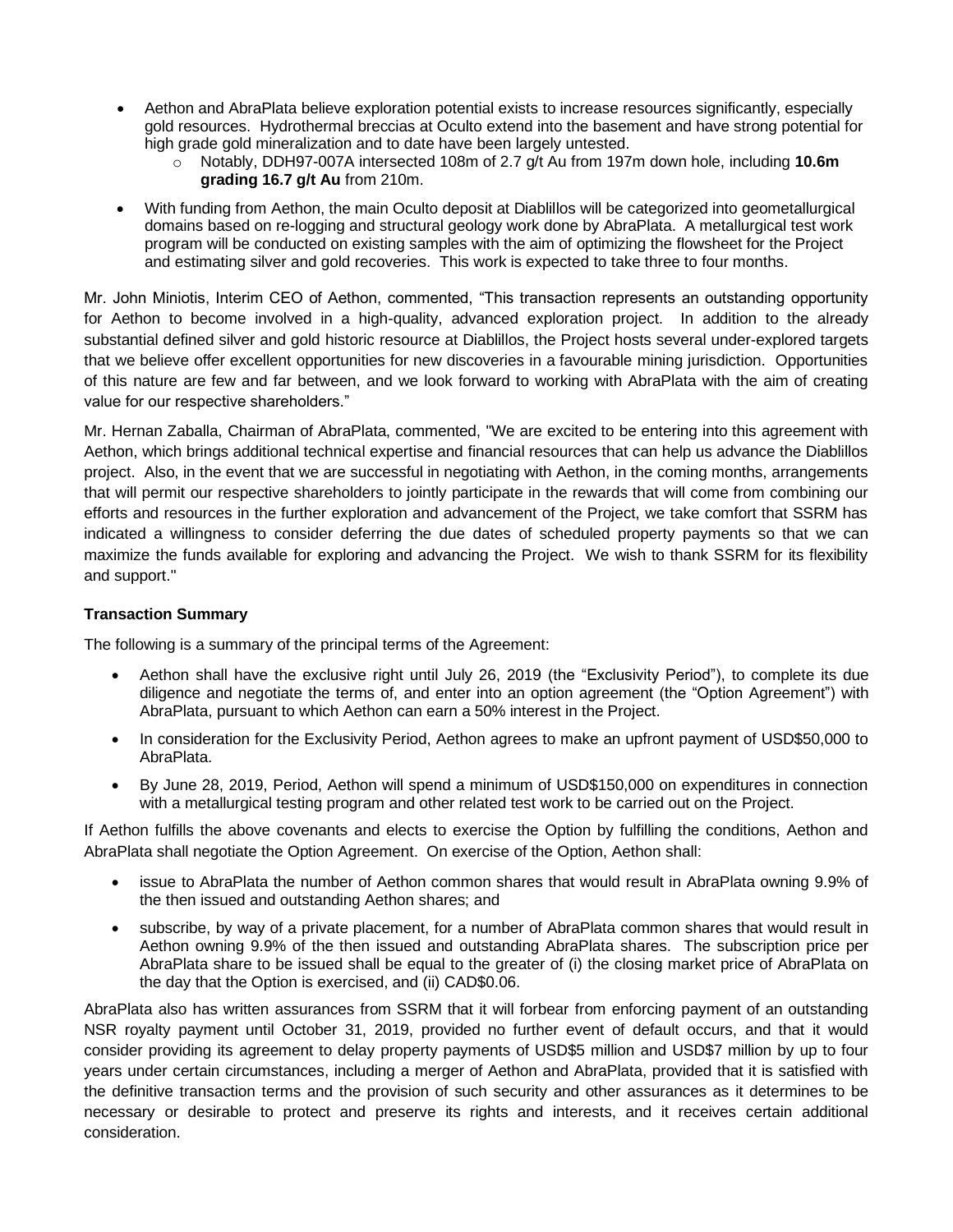- Aethon and AbraPlata believe exploration potential exists to increase resources significantly, especially gold resources. Hydrothermal breccias at Oculto extend into the basement and have strong potential for high grade gold mineralization and to date have been largely untested.
  - Notably, DDH97-007A intersected 108m of 2.7 g/t Au from 197m down hole, including **10.6m grading 16.7 g/t Au** from 210m.
- With funding from Aethon, the main Oculto deposit at Diablillos will be categorized into geometallurgical domains based on re-logging and structural geology work done by AbraPlata. A metallurgical test work program will be conducted on existing samples with the aim of optimizing the flowsheet for the Project and estimating silver and gold recoveries. This work is expected to take three to four months.

Mr. John Miniotis, Interim CEO of Aethon, commented, "This transaction represents an outstanding opportunity for Aethon to become involved in a high-quality, advanced exploration project. In addition to the already substantial defined silver and gold historic resource at Diablillos, the Project hosts several under-explored targets that we believe offer excellent opportunities for new discoveries in a favourable mining jurisdiction. Opportunities of this nature are few and far between, and we look forward to working with AbraPlata with the aim of creating value for our respective shareholders."

Mr. Hernan Zaballa, Chairman of AbraPlata, commented, "We are excited to be entering into this agreement with Aethon, which brings additional technical expertise and financial resources that can help us advance the Diablillos project. Also, in the event that we are successful in negotiating with Aethon, in the coming months, arrangements that will permit our respective shareholders to jointly participate in the rewards that will come from combining our efforts and resources in the further exploration and advancement of the Project, we take comfort that SSRM has indicated a willingness to consider deferring the due dates of scheduled property payments so that we can maximize the funds available for exploring and advancing the Project. We wish to thank SSRM for its flexibility and support."

**Transaction Summary**

The following is a summary of the principal terms of the Agreement:

- Aethon shall have the exclusive right until July 26, 2019 (the "Exclusivity Period"), to complete its due diligence and negotiate the terms of, and enter into an option agreement (the "Option Agreement") with AbraPlata, pursuant to which Aethon can earn a 50% interest in the Project.
- In consideration for the Exclusivity Period, Aethon agrees to make an upfront payment of USD$50,000 to AbraPlata.
- By June 28, 2019, Period, Aethon will spend a minimum of USD$150,000 on expenditures in connection with a metallurgical testing program and other related test work to be carried out on the Project.

If Aethon fulfills the above covenants and elects to exercise the Option by fulfilling the conditions, Aethon and AbraPlata shall negotiate the Option Agreement. On exercise of the Option, Aethon shall:

- issue to AbraPlata the number of Aethon common shares that would result in AbraPlata owning 9.9% of the then issued and outstanding Aethon shares; and
- subscribe, by way of a private placement, for a number of AbraPlata common shares that would result in Aethon owning 9.9% of the then issued and outstanding AbraPlata shares. The subscription price per AbraPlata share to be issued shall be equal to the greater of (i) the closing market price of AbraPlata on the day that the Option is exercised, and (ii) CAD$0.06.

AbraPlata also has written assurances from SSRM that it will forbear from enforcing payment of an outstanding NSR royalty payment until October 31, 2019, provided no further event of default occurs, and that it would consider providing its agreement to delay property payments of USD$5 million and USD$7 million by up to four years under certain circumstances, including a merger of Aethon and AbraPlata, provided that it is satisfied with the definitive transaction terms and the provision of such security and other assurances as it determines to be necessary or desirable to protect and preserve its rights and interests, and it receives certain additional consideration.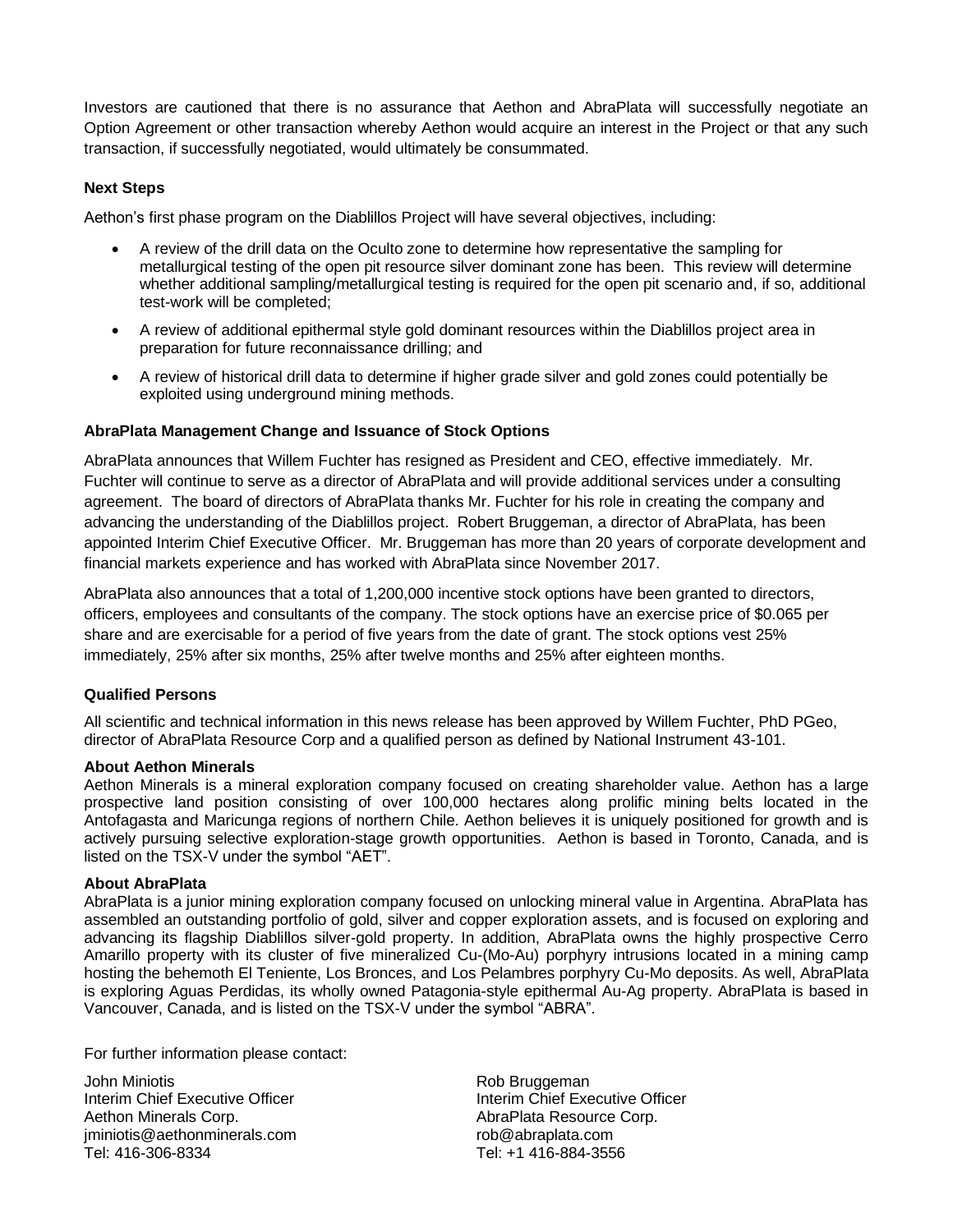Investors are cautioned that there is no assurance that Aethon and AbraPlata will successfully negotiate an Option Agreement or other transaction whereby Aethon would acquire an interest in the Project or that any such transaction, if successfully negotiated, would ultimately be consummated.

**Next Steps**

Aethon's first phase program on the Diablillos Project will have several objectives, including:

- A review of the drill data on the Oculto zone to determine how representative the sampling for metallurgical testing of the open pit resource silver dominant zone has been. This review will determine whether additional sampling/metallurgical testing is required for the open pit scenario and, if so, additional test-work will be completed;
- A review of additional epithermal style gold dominant resources within the Diablillos project area in preparation for future reconnaissance drilling; and
- A review of historical drill data to determine if higher grade silver and gold zones could potentially be exploited using underground mining methods.

**AbraPlata Management Change and Issuance of Stock Options**

AbraPlata announces that Willem Fuchter has resigned as President and CEO, effective immediately. Mr. Fuchter will continue to serve as a director of AbraPlata and will provide additional services under a consulting agreement. The board of directors of AbraPlata thanks Mr. Fuchter for his role in creating the company and advancing the understanding of the Diablillos project. Robert Bruggeman, a director of AbraPlata, has been appointed Interim Chief Executive Officer. Mr. Bruggeman has more than 20 years of corporate development and financial markets experience and has worked with AbraPlata since November 2017.

AbraPlata also announces that a total of 1,200,000 incentive stock options have been granted to directors, officers, employees and consultants of the company. The stock options have an exercise price of $0.065 per share and are exercisable for a period of five years from the date of grant. The stock options vest 25% immediately, 25% after six months, 25% after twelve months and 25% after eighteen months.

**Qualified Persons**

All scientific and technical information in this news release has been approved by Willem Fuchter, PhD PGeo, director of AbraPlata Resource Corp and a qualified person as defined by National Instrument 43-101.

**About Aethon Minerals**

Aethon Minerals is a mineral exploration company focused on creating shareholder value. Aethon has a large prospective land position consisting of over 100,000 hectares along prolific mining belts located in the Antofagasta and Maricunga regions of northern Chile. Aethon believes it is uniquely positioned for growth and is actively pursuing selective exploration-stage growth opportunities. Aethon is based in Toronto, Canada, and is listed on the TSX-V under the symbol "AET".

**About AbraPlata**

AbraPlata is a junior mining exploration company focused on unlocking mineral value in Argentina. AbraPlata has assembled an outstanding portfolio of gold, silver and copper exploration assets, and is focused on exploring and advancing its flagship Diablillos silver-gold property. In addition, AbraPlata owns the highly prospective Cerro Amarillo property with its cluster of five mineralized Cu-(Mo-Au) porphyry intrusions located in a mining camp hosting the behemoth El Teniente, Los Bronces, and Los Pelambres porphyry Cu-Mo deposits. As well, AbraPlata is exploring Aguas Perdidas, its wholly owned Patagonia-style epithermal Au-Ag property. AbraPlata is based in Vancouver, Canada, and is listed on the TSX-V under the symbol "ABRA".

For further information please contact:

John Miniotis
Interim Chief Executive Officer
Aethon Minerals Corp.
jminiotis@aethonminerals.com
Tel: 416-306-8334

Rob Bruggeman
Interim Chief Executive Officer
AbraPlata Resource Corp.
rob@abraplata.com
Tel: +1 416-884-3556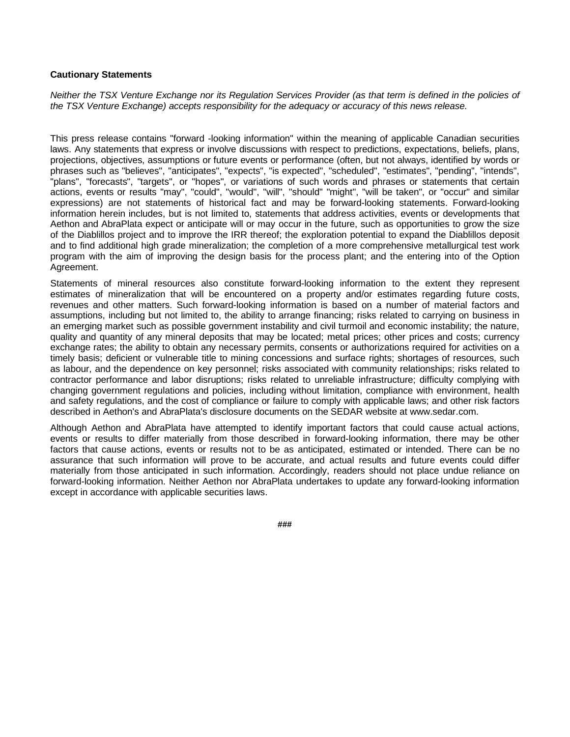**Cautionary Statements**

*Neither the TSX Venture Exchange nor its Regulation Services Provider (as that term is defined in the policies of the TSX Venture Exchange) accepts responsibility for the adequacy or accuracy of this news release.*

This press release contains "forward -looking information" within the meaning of applicable Canadian securities laws. Any statements that express or involve discussions with respect to predictions, expectations, beliefs, plans, projections, objectives, assumptions or future events or performance (often, but not always, identified by words or phrases such as "believes", "anticipates", "expects", "is expected", "scheduled", "estimates", "pending", "intends", "plans", "forecasts", "targets", or "hopes", or variations of such words and phrases or statements that certain actions, events or results "may", "could", "would", "will", "should" "might", "will be taken", or "occur" and similar expressions) are not statements of historical fact and may be forward-looking statements. Forward-looking information herein includes, but is not limited to, statements that address activities, events or developments that Aethon and AbraPlata expect or anticipate will or may occur in the future, such as opportunities to grow the size of the Diablillos project and to improve the IRR thereof; the exploration potential to expand the Diablillos deposit and to find additional high grade mineralization; the completion of a more comprehensive metallurgical test work program with the aim of improving the design basis for the process plant; and the entering into of the Option Agreement.

Statements of mineral resources also constitute forward-looking information to the extent they represent estimates of mineralization that will be encountered on a property and/or estimates regarding future costs, revenues and other matters. Such forward-looking information is based on a number of material factors and assumptions, including but not limited to, the ability to arrange financing; risks related to carrying on business in an emerging market such as possible government instability and civil turmoil and economic instability; the nature, quality and quantity of any mineral deposits that may be located; metal prices; other prices and costs; currency exchange rates; the ability to obtain any necessary permits, consents or authorizations required for activities on a timely basis; deficient or vulnerable title to mining concessions and surface rights; shortages of resources, such as labour, and the dependence on key personnel; risks associated with community relationships; risks related to contractor performance and labor disruptions; risks related to unreliable infrastructure; difficulty complying with changing government regulations and policies, including without limitation, compliance with environment, health and safety regulations, and the cost of compliance or failure to comply with applicable laws; and other risk factors described in Aethon's and AbraPlata's disclosure documents on the SEDAR website at www.sedar.com.

Although Aethon and AbraPlata have attempted to identify important factors that could cause actual actions, events or results to differ materially from those described in forward-looking information, there may be other factors that cause actions, events or results not to be as anticipated, estimated or intended. There can be no assurance that such information will prove to be accurate, and actual results and future events could differ materially from those anticipated in such information. Accordingly, readers should not place undue reliance on forward-looking information. Neither Aethon nor AbraPlata undertakes to update any forward-looking information except in accordance with applicable securities laws.

###